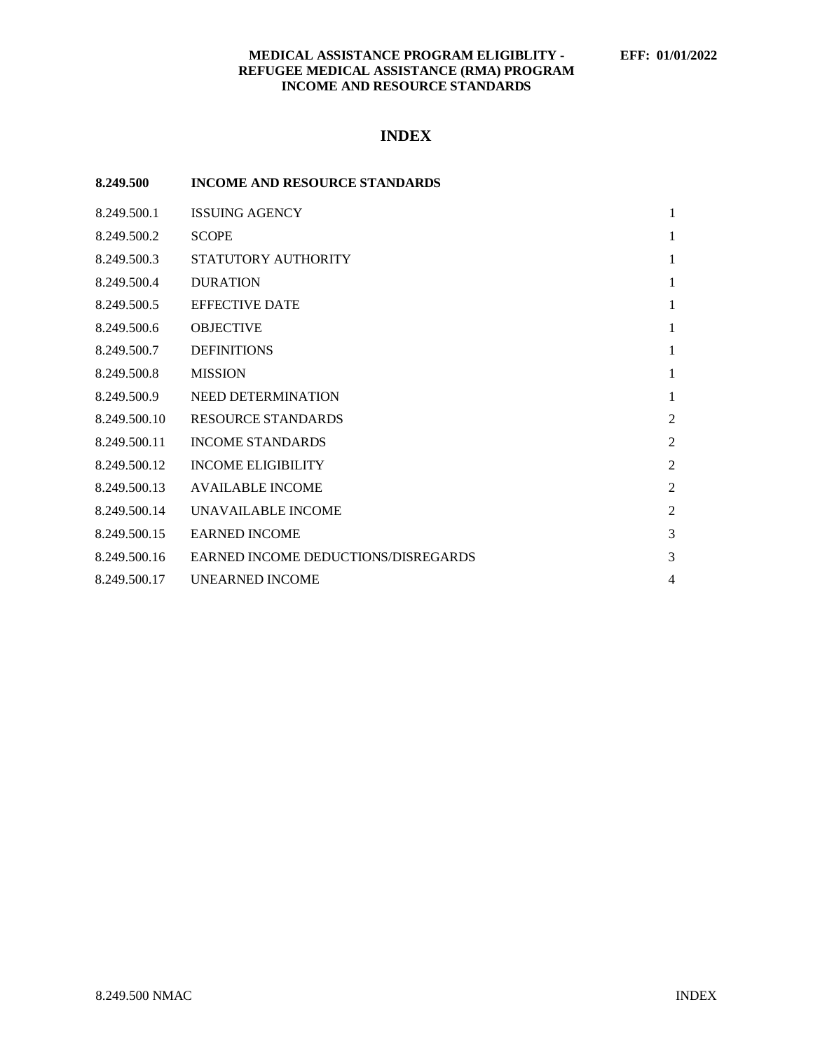**MEDICAL ASSISTANCE PROGRAM ELIGIBLITY - REFUGEE MEDICAL ASSISTANCE (RMA) PROGRAM INCOME AND RESOURCE STANDARDS**

**EFF: 01/01/2022**

# INDEX

| **8.249.500** | **INCOME AND RESOURCE STANDARDS** | |
|---|---|---|
| 8.249.500.1 | ISSUING AGENCY | 1 |
| 8.249.500.2 | SCOPE | 1 |
| 8.249.500.3 | STATUTORY AUTHORITY | 1 |
| 8.249.500.4 | DURATION | 1 |
| 8.249.500.5 | EFFECTIVE DATE | 1 |
| 8.249.500.6 | OBJECTIVE | 1 |
| 8.249.500.7 | DEFINITIONS | 1 |
| 8.249.500.8 | MISSION | 1 |
| 8.249.500.9 | NEED DETERMINATION | 1 |
| 8.249.500.10 | RESOURCE STANDARDS | 2 |
| 8.249.500.11 | INCOME STANDARDS | 2 |
| 8.249.500.12 | INCOME ELIGIBILITY | 2 |
| 8.249.500.13 | AVAILABLE INCOME | 2 |
| 8.249.500.14 | UNAVAILABLE INCOME | 2 |
| 8.249.500.15 | EARNED INCOME | 3 |
| 8.249.500.16 | EARNED INCOME DEDUCTIONS/DISREGARDS | 3 |
| 8.249.500.17 | UNEARNED INCOME | 4 |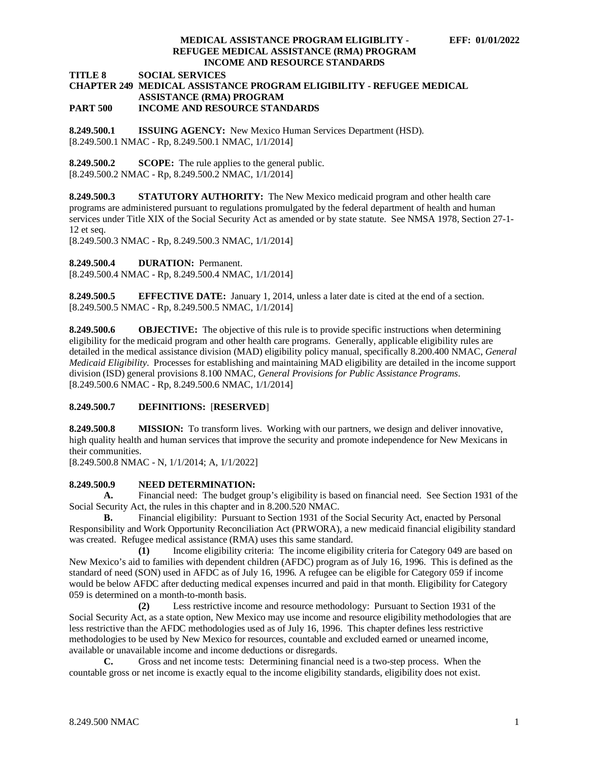**TITLE 8 SOCIAL SERVICES**
**CHAPTER 249 MEDICAL ASSISTANCE PROGRAM ELIGIBILITY - REFUGEE MEDICAL ASSISTANCE (RMA) PROGRAM**
**PART 500 INCOME AND RESOURCE STANDARDS**

**8.249.500.1 ISSUING AGENCY:** New Mexico Human Services Department (HSD).
[8.249.500.1 NMAC - Rp, 8.249.500.1 NMAC, 1/1/2014]

**8.249.500.2 SCOPE:** The rule applies to the general public.
[8.249.500.2 NMAC - Rp, 8.249.500.2 NMAC, 1/1/2014]

**8.249.500.3 STATUTORY AUTHORITY:** The New Mexico medicaid program and other health care programs are administered pursuant to regulations promulgated by the federal department of health and human services under Title XIX of the Social Security Act as amended or by state statute. See NMSA 1978, Section 27-1-12 et seq.
[8.249.500.3 NMAC - Rp, 8.249.500.3 NMAC, 1/1/2014]

**8.249.500.4 DURATION:** Permanent.
[8.249.500.4 NMAC - Rp, 8.249.500.4 NMAC, 1/1/2014]

**8.249.500.5 EFFECTIVE DATE:** January 1, 2014, unless a later date is cited at the end of a section.
[8.249.500.5 NMAC - Rp, 8.249.500.5 NMAC, 1/1/2014]

**8.249.500.6 OBJECTIVE:** The objective of this rule is to provide specific instructions when determining eligibility for the medicaid program and other health care programs. Generally, applicable eligibility rules are detailed in the medical assistance division (MAD) eligibility policy manual, specifically 8.200.400 NMAC, *General Medicaid Eligibility*. Processes for establishing and maintaining MAD eligibility are detailed in the income support division (ISD) general provisions 8.100 NMAC, *General Provisions for Public Assistance Programs*.
[8.249.500.6 NMAC - Rp, 8.249.500.6 NMAC, 1/1/2014]

**8.249.500.7 DEFINITIONS:** [**RESERVED**]

**8.249.500.8 MISSION:** To transform lives. Working with our partners, we design and deliver innovative, high quality health and human services that improve the security and promote independence for New Mexicans in their communities.
[8.249.500.8 NMAC - N, 1/1/2014; A, 1/1/2022]

**8.249.500.9 NEED DETERMINATION:**

**A.** Financial need: The budget group's eligibility is based on financial need. See Section 1931 of the Social Security Act, the rules in this chapter and in 8.200.520 NMAC.

**B.** Financial eligibility: Pursuant to Section 1931 of the Social Security Act, enacted by Personal Responsibility and Work Opportunity Reconciliation Act (PRWORA), a new medicaid financial eligibility standard was created. Refugee medical assistance (RMA) uses this same standard.

**(1)** Income eligibility criteria: The income eligibility criteria for Category 049 are based on New Mexico's aid to families with dependent children (AFDC) program as of July 16, 1996. This is defined as the standard of need (SON) used in AFDC as of July 16, 1996. A refugee can be eligible for Category 059 if income would be below AFDC after deducting medical expenses incurred and paid in that month. Eligibility for Category 059 is determined on a month-to-month basis.

**(2)** Less restrictive income and resource methodology: Pursuant to Section 1931 of the Social Security Act, as a state option, New Mexico may use income and resource eligibility methodologies that are less restrictive than the AFDC methodologies used as of July 16, 1996. This chapter defines less restrictive methodologies to be used by New Mexico for resources, countable and excluded earned or unearned income, available or unavailable income and income deductions or disregards.

**C.** Gross and net income tests: Determining financial need is a two-step process. When the countable gross or net income is exactly equal to the income eligibility standards, eligibility does not exist.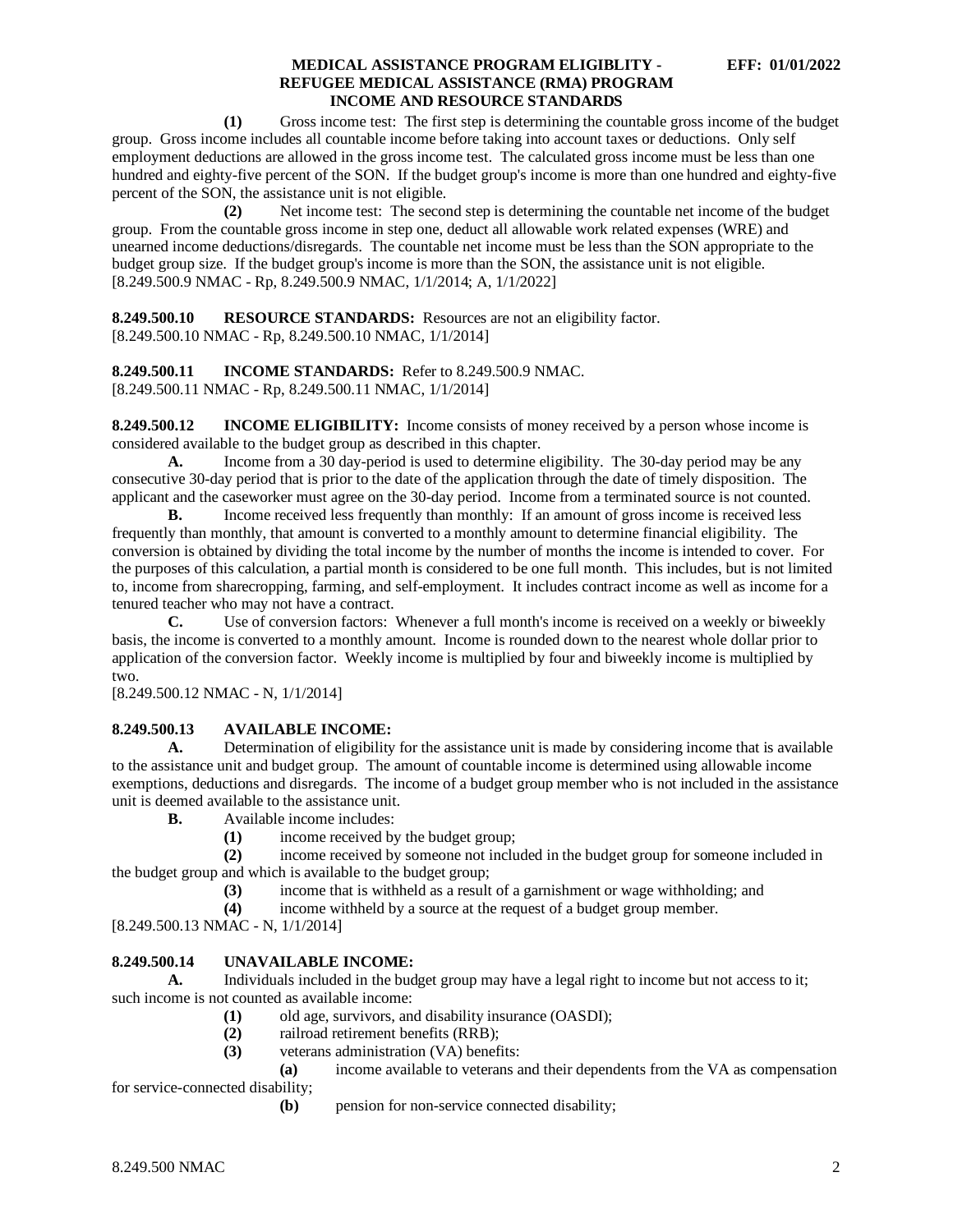**(1)** Gross income test: The first step is determining the countable gross income of the budget group. Gross income includes all countable income before taking into account taxes or deductions. Only self employment deductions are allowed in the gross income test. The calculated gross income must be less than one hundred and eighty-five percent of the SON. If the budget group's income is more than one hundred and eighty-five percent of the SON, the assistance unit is not eligible.

**(2)** Net income test: The second step is determining the countable net income of the budget group. From the countable gross income in step one, deduct all allowable work related expenses (WRE) and unearned income deductions/disregards. The countable net income must be less than the SON appropriate to the budget group size. If the budget group's income is more than the SON, the assistance unit is not eligible.

[8.249.500.9 NMAC - Rp, 8.249.500.9 NMAC, 1/1/2014; A, 1/1/2022]

**8.249.500.10 RESOURCE STANDARDS:** Resources are not an eligibility factor.

[8.249.500.10 NMAC - Rp, 8.249.500.10 NMAC, 1/1/2014]

**8.249.500.11 INCOME STANDARDS:** Refer to 8.249.500.9 NMAC.

[8.249.500.11 NMAC - Rp, 8.249.500.11 NMAC, 1/1/2014]

**8.249.500.12 INCOME ELIGIBILITY:** Income consists of money received by a person whose income is considered available to the budget group as described in this chapter.

**A.** Income from a 30 day-period is used to determine eligibility. The 30-day period may be any consecutive 30-day period that is prior to the date of the application through the date of timely disposition. The applicant and the caseworker must agree on the 30-day period. Income from a terminated source is not counted.

**B.** Income received less frequently than monthly: If an amount of gross income is received less frequently than monthly, that amount is converted to a monthly amount to determine financial eligibility. The conversion is obtained by dividing the total income by the number of months the income is intended to cover. For the purposes of this calculation, a partial month is considered to be one full month. This includes, but is not limited to, income from sharecropping, farming, and self-employment. It includes contract income as well as income for a tenured teacher who may not have a contract.

**C.** Use of conversion factors: Whenever a full month's income is received on a weekly or biweekly basis, the income is converted to a monthly amount. Income is rounded down to the nearest whole dollar prior to application of the conversion factor. Weekly income is multiplied by four and biweekly income is multiplied by two.

[8.249.500.12 NMAC - N, 1/1/2014]

**8.249.500.13 AVAILABLE INCOME:**

**A.** Determination of eligibility for the assistance unit is made by considering income that is available to the assistance unit and budget group. The amount of countable income is determined using allowable income exemptions, deductions and disregards. The income of a budget group member who is not included in the assistance unit is deemed available to the assistance unit.

**B.** Available income includes:

**(1)** income received by the budget group;

**(2)** income received by someone not included in the budget group for someone included in the budget group and which is available to the budget group;

**(3)** income that is withheld as a result of a garnishment or wage withholding; and

**(4)** income withheld by a source at the request of a budget group member.

[8.249.500.13 NMAC - N, 1/1/2014]

**8.249.500.14 UNAVAILABLE INCOME:**

**A.** Individuals included in the budget group may have a legal right to income but not access to it; such income is not counted as available income:

**(1)** old age, survivors, and disability insurance (OASDI);

**(2)** railroad retirement benefits (RRB);

**(3)** veterans administration (VA) benefits:

**(a)** income available to veterans and their dependents from the VA as compensation for service-connected disability;

**(b)** pension for non-service connected disability;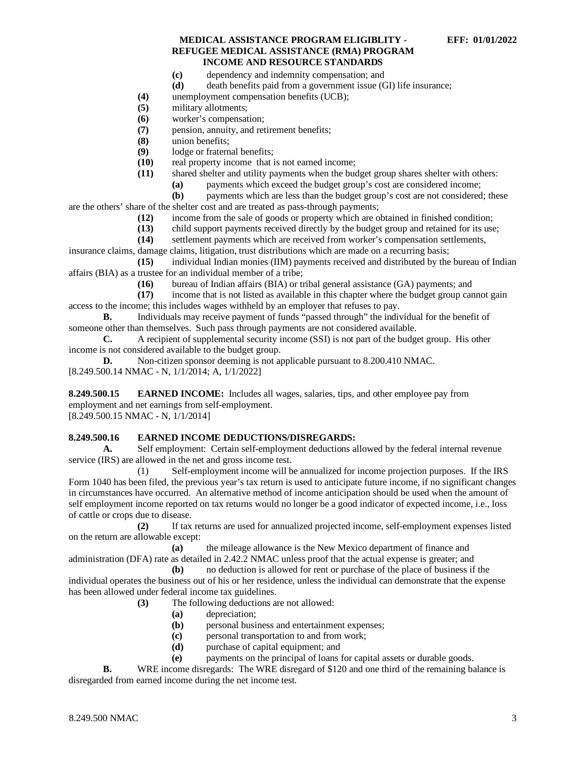**(c)** dependency and indemnity compensation; and

**(d)** death benefits paid from a government issue (GI) life insurance;

**(4)** unemployment compensation benefits (UCB);

**(5)** military allotments;

**(6)** worker's compensation;

**(7)** pension, annuity, and retirement benefits;

**(8)** union benefits;

**(9)** lodge or fraternal benefits;

**(10)** real property income that is not earned income;

**(11)** shared shelter and utility payments when the budget group shares shelter with others:

**(a)** payments which exceed the budget group's cost are considered income;

**(b)** payments which are less than the budget group's cost are not considered; these are the others' share of the shelter cost and are treated as pass-through payments;

**(12)** income from the sale of goods or property which are obtained in finished condition;

**(13)** child support payments received directly by the budget group and retained for its use;

**(14)** settlement payments which are received from worker's compensation settlements, insurance claims, damage claims, litigation, trust distributions which are made on a recurring basis;

**(15)** individual Indian monies (IIM) payments received and distributed by the bureau of Indian affairs (BIA) as a trustee for an individual member of a tribe;

**(16)** bureau of Indian affairs (BIA) or tribal general assistance (GA) payments; and

**(17)** income that is not listed as available in this chapter where the budget group cannot gain access to the income; this includes wages withheld by an employer that refuses to pay.

**B.** Individuals may receive payment of funds "passed through" the individual for the benefit of someone other than themselves. Such pass through payments are not considered available.

**C.** A recipient of supplemental security income (SSI) is not part of the budget group. His other income is not considered available to the budget group.

**D.** Non-citizen sponsor deeming is not applicable pursuant to 8.200.410 NMAC.

[8.249.500.14 NMAC - N, 1/1/2014; A, 1/1/2022]

**8.249.500.15 EARNED INCOME:** Includes all wages, salaries, tips, and other employee pay from employment and net earnings from self-employment.

[8.249.500.15 NMAC - N, 1/1/2014]

**8.249.500.16 EARNED INCOME DEDUCTIONS/DISREGARDS:**

**A.** Self employment: Certain self-employment deductions allowed by the federal internal revenue service (IRS) are allowed in the net and gross income test.

(1) Self-employment income will be annualized for income projection purposes. If the IRS Form 1040 has been filed, the previous year's tax return is used to anticipate future income, if no significant changes in circumstances have occurred. An alternative method of income anticipation should be used when the amount of self employment income reported on tax returns would no longer be a good indicator of expected income, i.e., loss of cattle or crops due to disease.

**(2)** If tax returns are used for annualized projected income, self-employment expenses listed on the return are allowable except:

**(a)** the mileage allowance is the New Mexico department of finance and administration (DFA) rate as detailed in 2.42.2 NMAC unless proof that the actual expense is greater; and

**(b)** no deduction is allowed for rent or purchase of the place of business if the individual operates the business out of his or her residence, unless the individual can demonstrate that the expense has been allowed under federal income tax guidelines.

**(3)** The following deductions are not allowed:

**(a)** depreciation;

**(b)** personal business and entertainment expenses;

**(c)** personal transportation to and from work;

**(d)** purchase of capital equipment; and

**(e)** payments on the principal of loans for capital assets or durable goods.

**B.** WRE income disregards: The WRE disregard of $120 and one third of the remaining balance is disregarded from earned income during the net income test.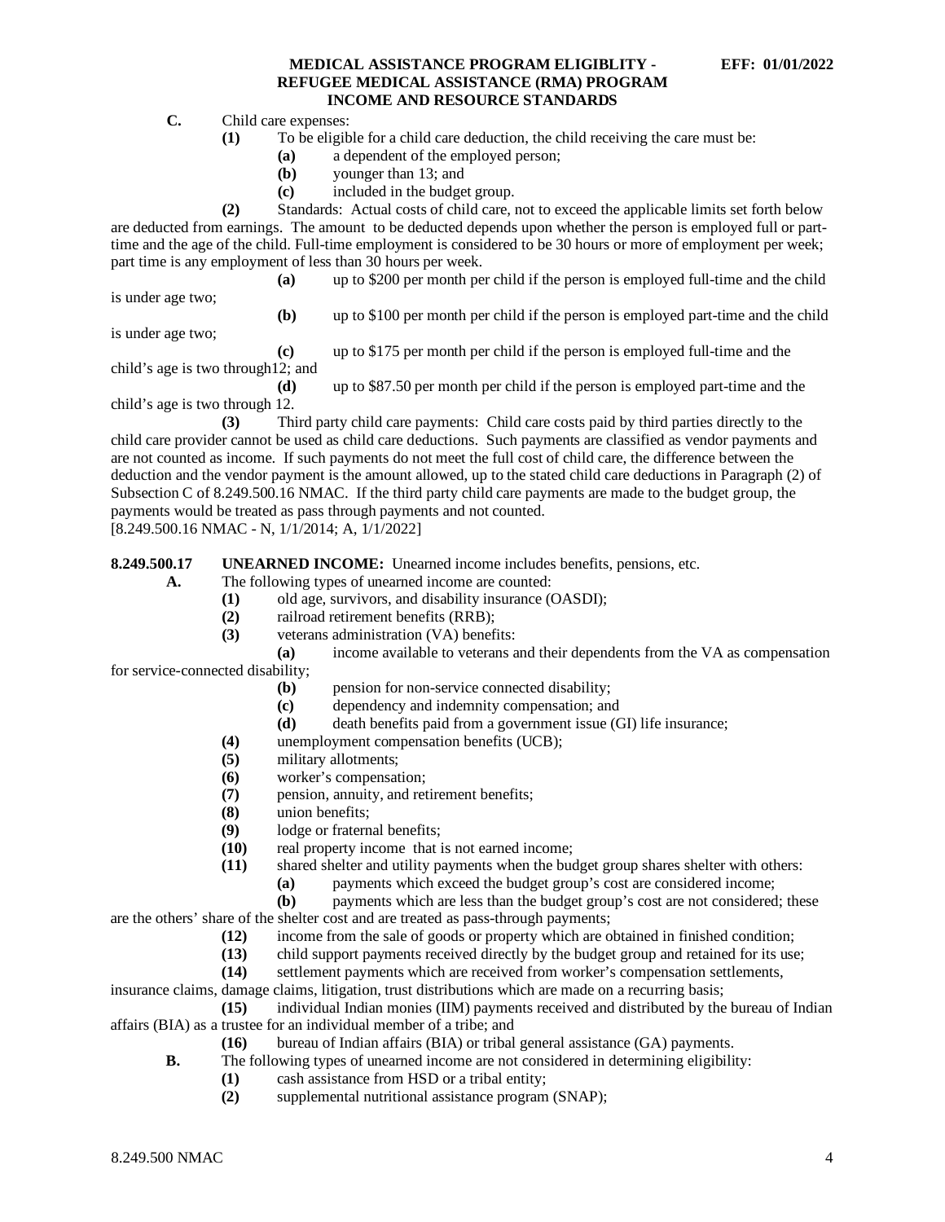**C.** Child care expenses:

**(1)** To be eligible for a child care deduction, the child receiving the care must be:

**(a)** a dependent of the employed person;

**(b)** younger than 13; and

**(c)** included in the budget group.

**(2)** Standards: Actual costs of child care, not to exceed the applicable limits set forth below are deducted from earnings. The amount to be deducted depends upon whether the person is employed full or part-time and the age of the child. Full-time employment is considered to be 30 hours or more of employment per week; part time is any employment of less than 30 hours per week.

**(a)** up to $200 per month per child if the person is employed full-time and the child is under age two;

**(b)** up to $100 per month per child if the person is employed part-time and the child is under age two;

**(c)** up to $175 per month per child if the person is employed full-time and the child's age is two through12; and

**(d)** up to $87.50 per month per child if the person is employed part-time and the child's age is two through 12.

**(3)** Third party child care payments: Child care costs paid by third parties directly to the child care provider cannot be used as child care deductions. Such payments are classified as vendor payments and are not counted as income. If such payments do not meet the full cost of child care, the difference between the deduction and the vendor payment is the amount allowed, up to the stated child care deductions in Paragraph (2) of Subsection C of 8.249.500.16 NMAC. If the third party child care payments are made to the budget group, the payments would be treated as pass through payments and not counted.

[8.249.500.16 NMAC - N, 1/1/2014; A, 1/1/2022]

**8.249.500.17 UNEARNED INCOME:** Unearned income includes benefits, pensions, etc.

**A.** The following types of unearned income are counted:

**(1)** old age, survivors, and disability insurance (OASDI);

**(2)** railroad retirement benefits (RRB);

**(3)** veterans administration (VA) benefits:

**(a)** income available to veterans and their dependents from the VA as compensation for service-connected disability;

**(b)** pension for non-service connected disability;

**(c)** dependency and indemnity compensation; and

**(d)** death benefits paid from a government issue (GI) life insurance;

**(4)** unemployment compensation benefits (UCB);

**(5)** military allotments;

**(6)** worker's compensation;

**(7)** pension, annuity, and retirement benefits;

**(8)** union benefits;

**(9)** lodge or fraternal benefits;

**(10)** real property income that is not earned income;

**(11)** shared shelter and utility payments when the budget group shares shelter with others:

**(a)** payments which exceed the budget group's cost are considered income;

**(b)** payments which are less than the budget group's cost are not considered; these are the others' share of the shelter cost and are treated as pass-through payments;

**(12)** income from the sale of goods or property which are obtained in finished condition;

**(13)** child support payments received directly by the budget group and retained for its use;

**(14)** settlement payments which are received from worker's compensation settlements, insurance claims, damage claims, litigation, trust distributions which are made on a recurring basis;

**(15)** individual Indian monies (IIM) payments received and distributed by the bureau of Indian affairs (BIA) as a trustee for an individual member of a tribe; and

**(16)** bureau of Indian affairs (BIA) or tribal general assistance (GA) payments.

**B.** The following types of unearned income are not considered in determining eligibility:

**(1)** cash assistance from HSD or a tribal entity;

**(2)** supplemental nutritional assistance program (SNAP);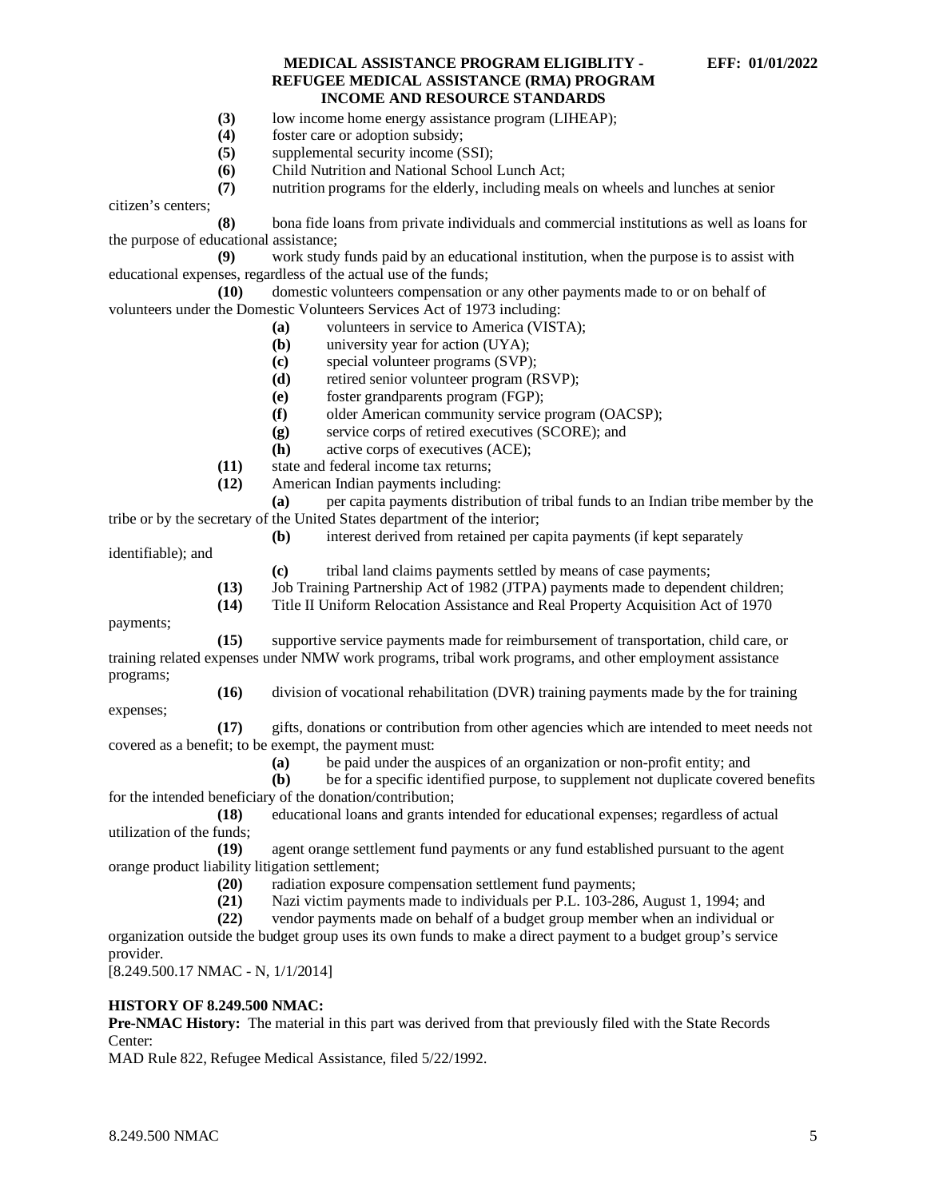**(3)** low income home energy assistance program (LIHEAP);
**(4)** foster care or adoption subsidy;
**(5)** supplemental security income (SSI);
**(6)** Child Nutrition and National School Lunch Act;
**(7)** nutrition programs for the elderly, including meals on wheels and lunches at senior citizen's centers;
**(8)** bona fide loans from private individuals and commercial institutions as well as loans for the purpose of educational assistance;
**(9)** work study funds paid by an educational institution, when the purpose is to assist with educational expenses, regardless of the actual use of the funds;
**(10)** domestic volunteers compensation or any other payments made to or on behalf of volunteers under the Domestic Volunteers Services Act of 1973 including:
**(a)** volunteers in service to America (VISTA);
**(b)** university year for action (UYA);
**(c)** special volunteer programs (SVP);
**(d)** retired senior volunteer program (RSVP);
**(e)** foster grandparents program (FGP);
**(f)** older American community service program (OACSP);
**(g)** service corps of retired executives (SCORE); and
**(h)** active corps of executives (ACE);
**(11)** state and federal income tax returns;
**(12)** American Indian payments including:
**(a)** per capita payments distribution of tribal funds to an Indian tribe member by the tribe or by the secretary of the United States department of the interior;
**(b)** interest derived from retained per capita payments (if kept separately identifiable); and
**(c)** tribal land claims payments settled by means of case payments;
**(13)** Job Training Partnership Act of 1982 (JTPA) payments made to dependent children;
**(14)** Title II Uniform Relocation Assistance and Real Property Acquisition Act of 1970 payments;
**(15)** supportive service payments made for reimbursement of transportation, child care, or training related expenses under NMW work programs, tribal work programs, and other employment assistance programs;
**(16)** division of vocational rehabilitation (DVR) training payments made by the for training expenses;
**(17)** gifts, donations or contribution from other agencies which are intended to meet needs not covered as a benefit; to be exempt, the payment must:
**(a)** be paid under the auspices of an organization or non-profit entity; and
**(b)** be for a specific identified purpose, to supplement not duplicate covered benefits for the intended beneficiary of the donation/contribution;
**(18)** educational loans and grants intended for educational expenses; regardless of actual utilization of the funds;
**(19)** agent orange settlement fund payments or any fund established pursuant to the agent orange product liability litigation settlement;
**(20)** radiation exposure compensation settlement fund payments;
**(21)** Nazi victim payments made to individuals per P.L. 103-286, August 1, 1994; and
**(22)** vendor payments made on behalf of a budget group member when an individual or organization outside the budget group uses its own funds to make a direct payment to a budget group's service provider.

[8.249.500.17 NMAC - N, 1/1/2014]

**HISTORY OF 8.249.500 NMAC:**

**Pre-NMAC History:** The material in this part was derived from that previously filed with the State Records Center:

MAD Rule 822, Refugee Medical Assistance, filed 5/22/1992.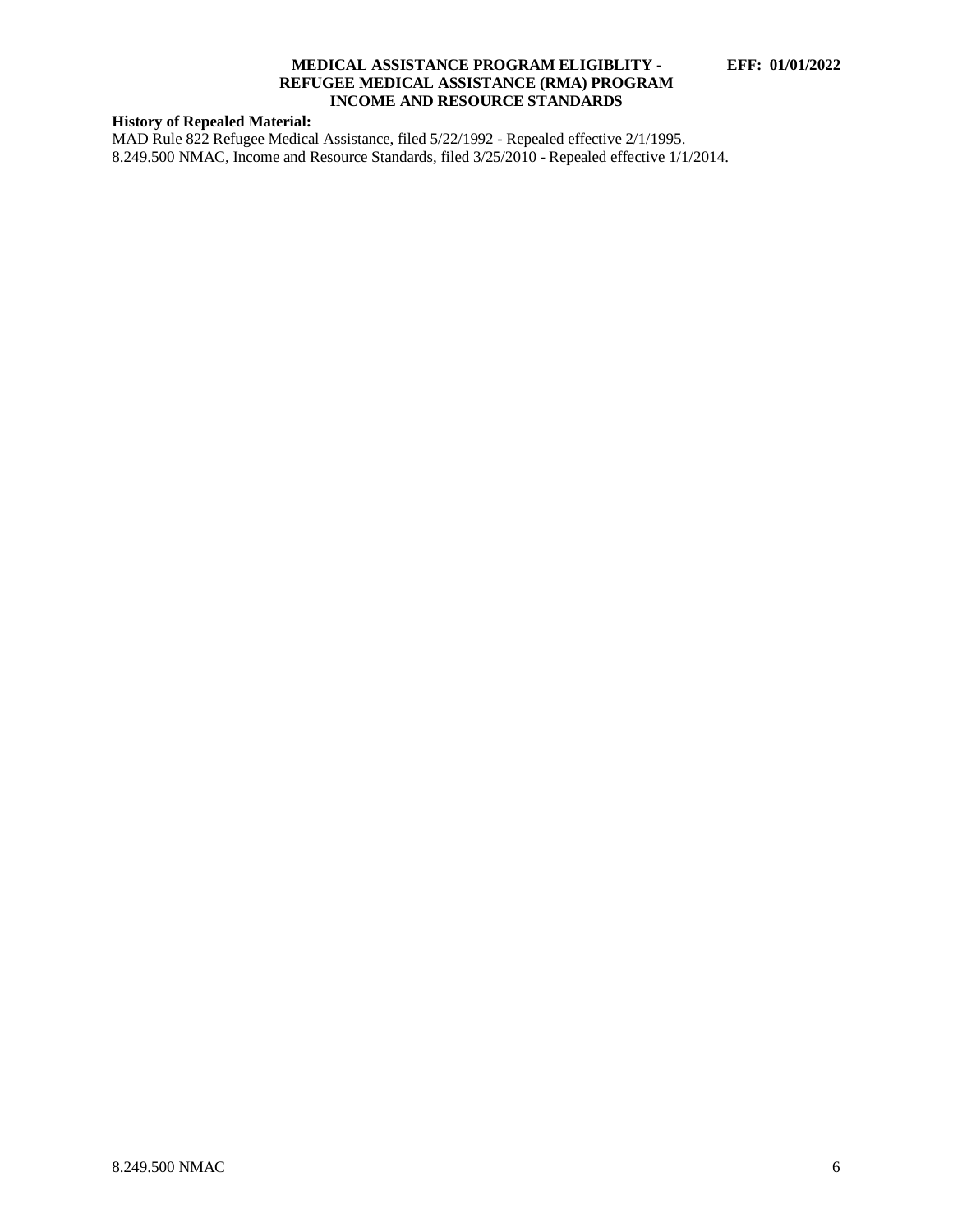**History of Repealed Material:**
MAD Rule 822 Refugee Medical Assistance, filed 5/22/1992 - Repealed effective 2/1/1995.
8.249.500 NMAC, Income and Resource Standards, filed 3/25/2010 - Repealed effective 1/1/2014.